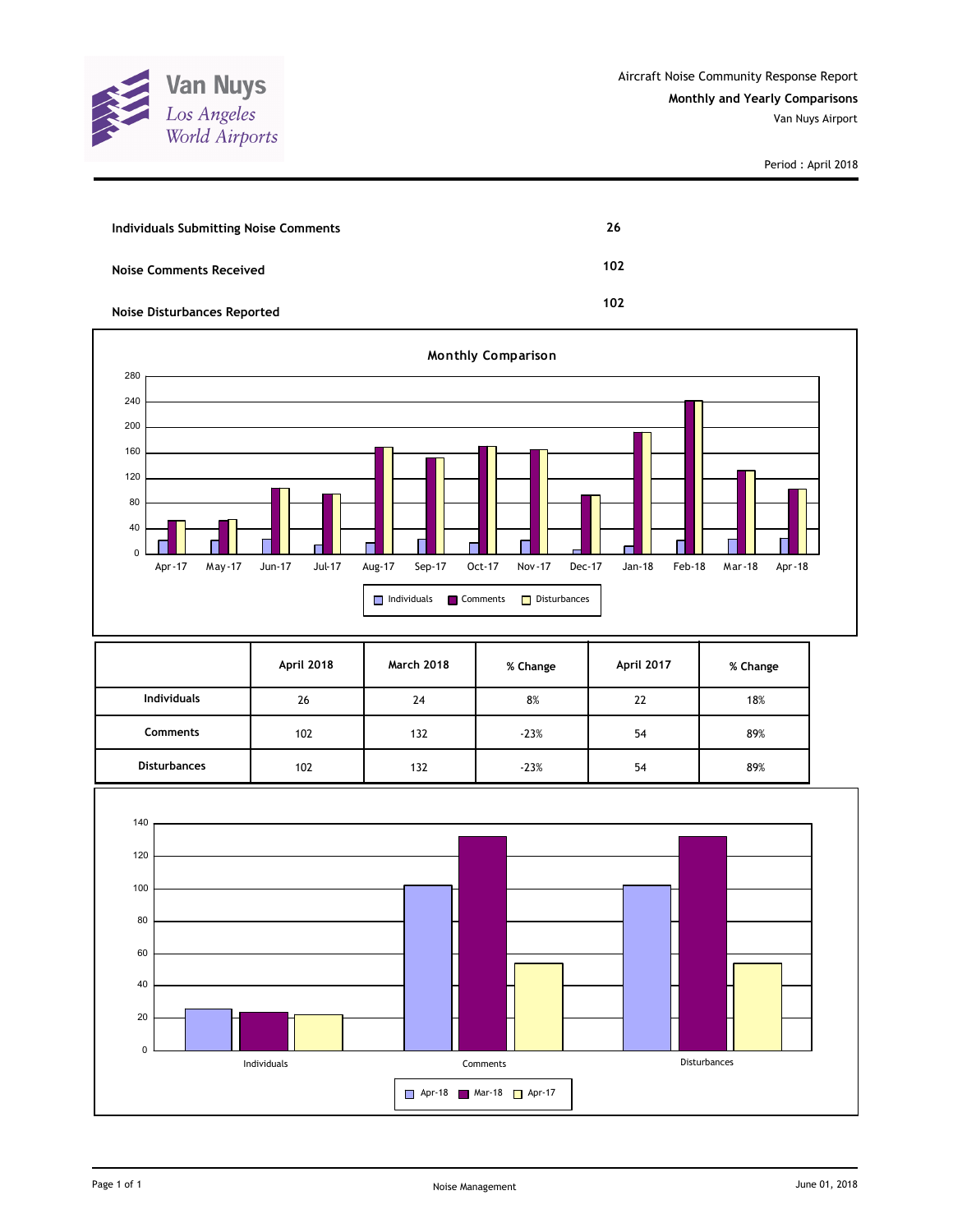Van Nuys
*Los Angeles World Airports*

Aircraft Noise Community Response Report

**Monthly and Yearly Comparisons**

Van Nuys Airport

Period : April 2018

| | |
|---|---|
| **Individuals Submitting Noise Comments** | **26** |
| **Noise Comments Received** | **102** |
| **Noise Disturbances Reported** | **102** |

**Monthly Comparison**

| | April 2018 | March 2018 | % Change | April 2017 | % Change |
|---|---|---|---|---|---|
| **Individuals** | 26 | 24 | 8% | 22 | 18% |
| **Comments** | 102 | 132 | -23% | 54 | 89% |
| **Disturbances** | 102 | 132 | -23% | 54 | 89% |

Noise Management

June 01, 2018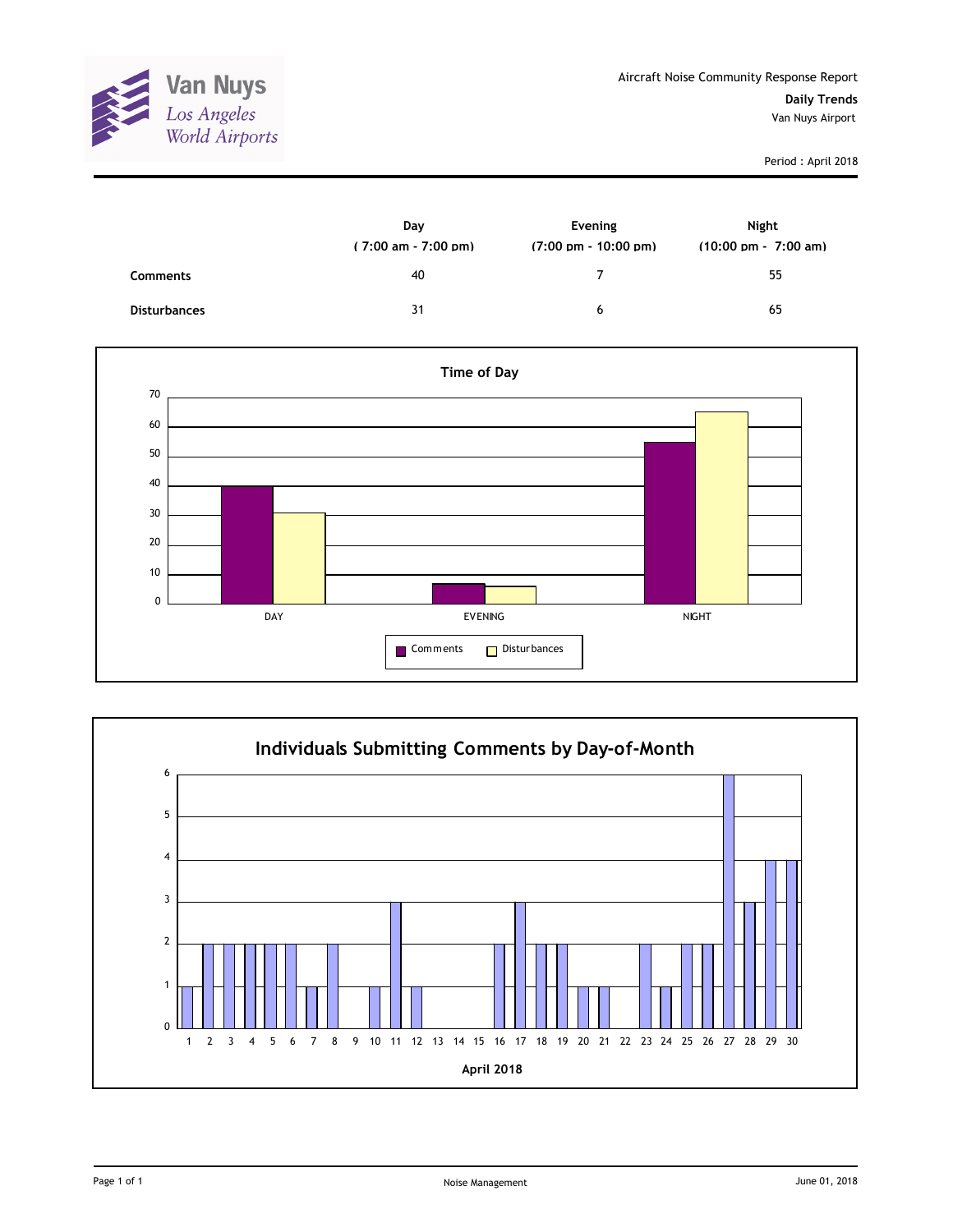Van Nuys
Los Angeles
World Airports

Aircraft Noise Community Response Report

**Daily Trends**

Van Nuys Airport

Period : April 2018

| | Day ( 7:00 am - 7:00 pm) | Evening (7:00 pm - 10:00 pm) | Night (10:00 pm - 7:00 am) |
|---|---|---|---|
| **Comments** | 40 | 7 | 55 |
| **Disturbances** | 31 | 6 | 65 |

**Time of Day**

| | Comments | Disturbances |
|---|---|---|
| DAY | 40 | 31 |
| EVENING | 7 | 6 |
| NIGHT | 55 | 65 |

**Individuals Submitting Comments by Day-of-Month**

| April 2018 | 1 | 2 | 3 | 4 | 5 | 6 | 7 | 8 | 9 | 10 | 11 | 12 | 13 | 14 | 15 | 16 | 17 | 18 | 19 | 20 | 21 | 22 | 23 | 24 | 25 | 26 | 27 | 28 | 29 | 30 |
|---|---|---|---|---|---|---|---|---|---|---|---|---|---|---|---|---|---|---|---|---|---|---|---|---|---|---|---|---|---|---|
| Individuals | 1 | 2 | 2 | 2 | 2 | 2 | 1 | 2 | 0 | 1 | 3 | 1 | 0 | 0 | 0 | 2 | 3 | 2 | 2 | 1 | 1 | 0 | 2 | 1 | 2 | 2 | 6 | 3 | 4 | 4 |

Noise Management

June 01, 2018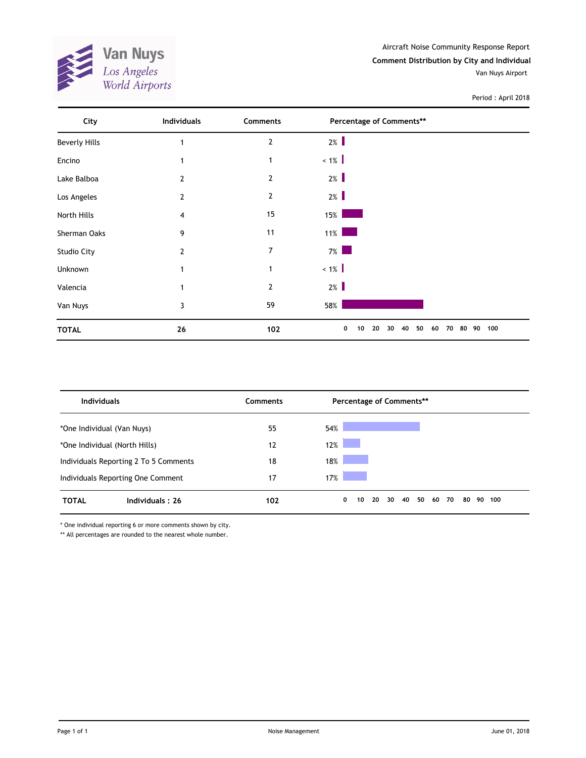Van Nuys
Los Angeles World Airports

Aircraft Noise Community Response Report

**Comment Distribution by City and Individual**

Van Nuys Airport

Period : April 2018

| City | Individuals | Comments | Percentage of Comments** |
|---|---|---|---|
| Beverly Hills | 1 | 2 | 2% |
| Encino | 1 | 1 | < 1% |
| Lake Balboa | 2 | 2 | 2% |
| Los Angeles | 2 | 2 | 2% |
| North Hills | 4 | 15 | 15% |
| Sherman Oaks | 9 | 11 | 11% |
| Studio City | 2 | 7 | 7% |
| Unknown | 1 | 1 | < 1% |
| Valencia | 1 | 2 | 2% |
| Van Nuys | 3 | 59 | 58% |
| **TOTAL** | **26** | **102** | |

| Individuals | Comments | Percentage of Comments** |
|---|---|---|
| *One Individual (Van Nuys) | 55 | 54% |
| *One Individual (North Hills) | 12 | 12% |
| Individuals Reporting 2 To 5 Comments | 18 | 18% |
| Individuals Reporting One Comment | 17 | 17% |
| **TOTAL** **Individuals : 26** | **102** | |

\* One individual reporting 6 or more comments shown by city.

** All percentages are rounded to the nearest whole number.

Noise Management

June 01, 2018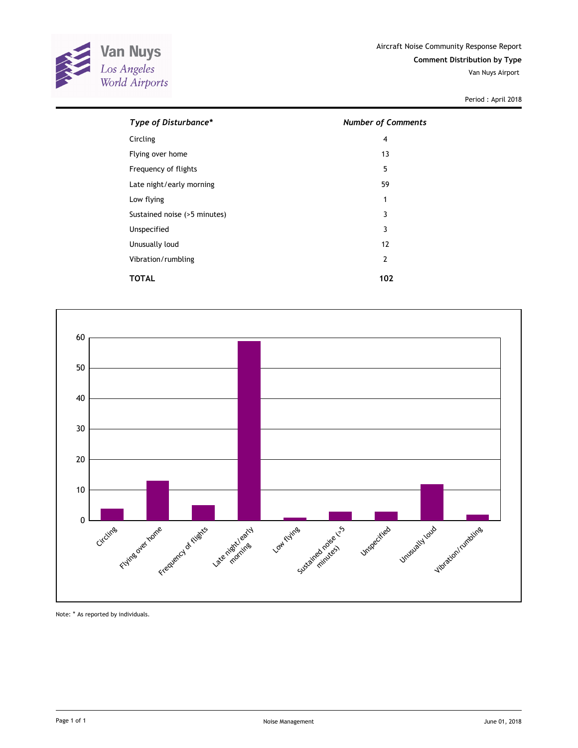Van Nuys
Los Angeles
World Airports

Aircraft Noise Community Response Report
**Comment Distribution by Type**
Van Nuys Airport

Period : April 2018

| *Type of Disturbance** | *Number of Comments* |
|---|---|
| Circling | 4 |
| Flying over home | 13 |
| Frequency of flights | 5 |
| Late night/early morning | 59 |
| Low flying | 1 |
| Sustained noise (>5 minutes) | 3 |
| Unspecified | 3 |
| Unusually loud | 12 |
| Vibration/rumbling | 2 |
| **TOTAL** | **102** |

Note: * As reported by individuals.

Noise Management

June 01, 2018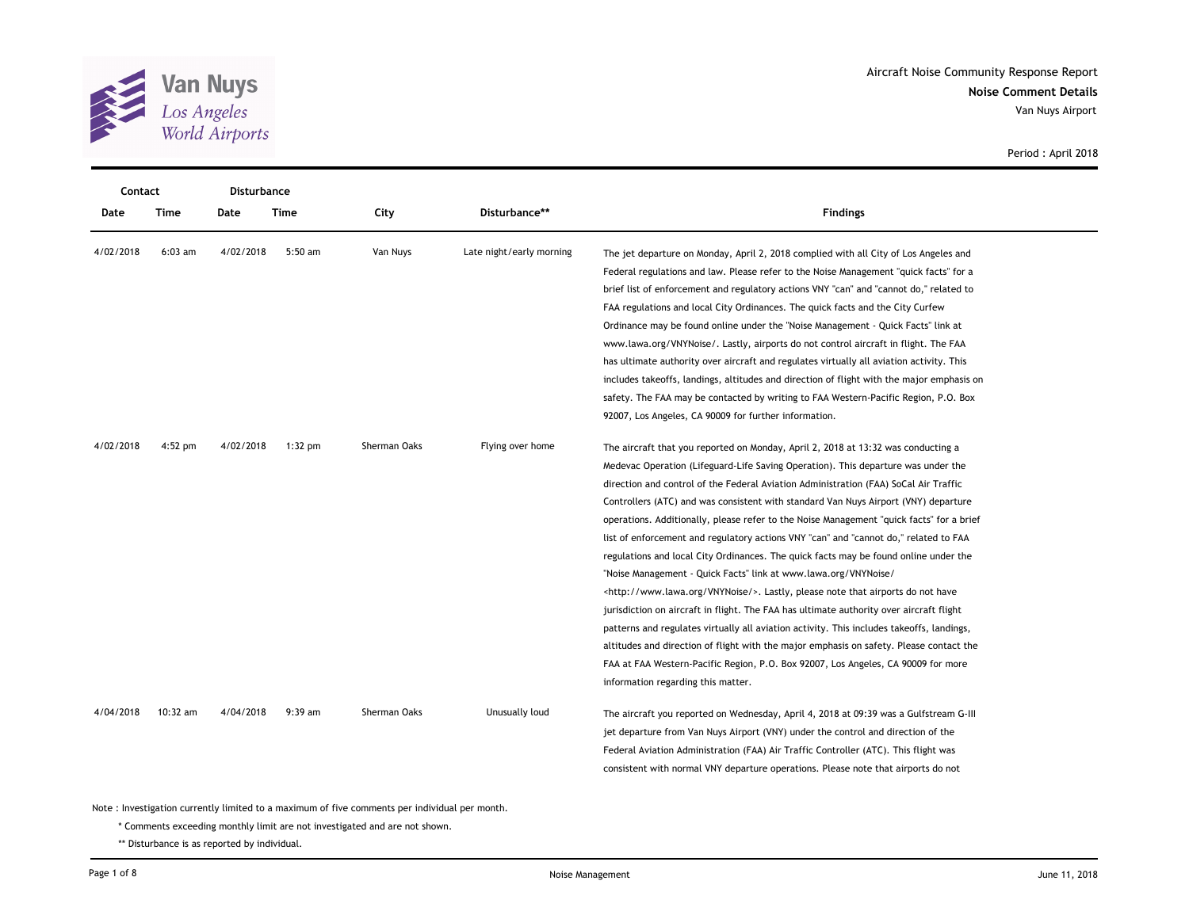Aircraft Noise Community Response Report
**Noise Comment Details**
Van Nuys Airport

Period : April 2018

| Contact | | Disturbance | | | | |
|---|---|---|---|---|---|---|
| **Date** | **Time** | **Date** | **Time** | **City** | **Disturbance**** | **Findings** |
| 4/02/2018 | 6:03 am | 4/02/2018 | 5:50 am | Van Nuys | Late night/early morning | The jet departure on Monday, April 2, 2018 complied with all City of Los Angeles and Federal regulations and law. Please refer to the Noise Management "quick facts" for a brief list of enforcement and regulatory actions VNY "can" and "cannot do," related to FAA regulations and local City Ordinances. The quick facts and the City Curfew Ordinance may be found online under the "Noise Management - Quick Facts" link at www.lawa.org/VNYNoise/. Lastly, airports do not control aircraft in flight. The FAA has ultimate authority over aircraft and regulates virtually all aviation activity. This includes takeoffs, landings, altitudes and direction of flight with the major emphasis on safety. The FAA may be contacted by writing to FAA Western-Pacific Region, P.O. Box 92007, Los Angeles, CA 90009 for further information. |
| 4/02/2018 | 4:52 pm | 4/02/2018 | 1:32 pm | Sherman Oaks | Flying over home | The aircraft that you reported on Monday, April 2, 2018 at 13:32 was conducting a Medevac Operation (Lifeguard-Life Saving Operation). This departure was under the direction and control of the Federal Aviation Administration (FAA) SoCal Air Traffic Controllers (ATC) and was consistent with standard Van Nuys Airport (VNY) departure operations. Additionally, please refer to the Noise Management "quick facts" for a brief list of enforcement and regulatory actions VNY "can" and "cannot do," related to FAA regulations and local City Ordinances. The quick facts may be found online under the "Noise Management - Quick Facts" link at www.lawa.org/VNYNoise/ <http://www.lawa.org/VNYNoise/>. Lastly, please note that airports do not have jurisdiction on aircraft in flight. The FAA has ultimate authority over aircraft flight patterns and regulates virtually all aviation activity. This includes takeoffs, landings, altitudes and direction of flight with the major emphasis on safety. Please contact the FAA at FAA Western-Pacific Region, P.O. Box 92007, Los Angeles, CA 90009 for more information regarding this matter. |
| 4/04/2018 | 10:32 am | 4/04/2018 | 9:39 am | Sherman Oaks | Unusually loud | The aircraft you reported on Wednesday, April 4, 2018 at 09:39 was a Gulfstream G-III jet departure from Van Nuys Airport (VNY) under the control and direction of the Federal Aviation Administration (FAA) Air Traffic Controller (ATC). This flight was consistent with normal VNY departure operations. Please note that airports do not |

Note : Investigation currently limited to a maximum of five comments per individual per month.

\* Comments exceeding monthly limit are not investigated and are not shown.

** Disturbance is as reported by individual.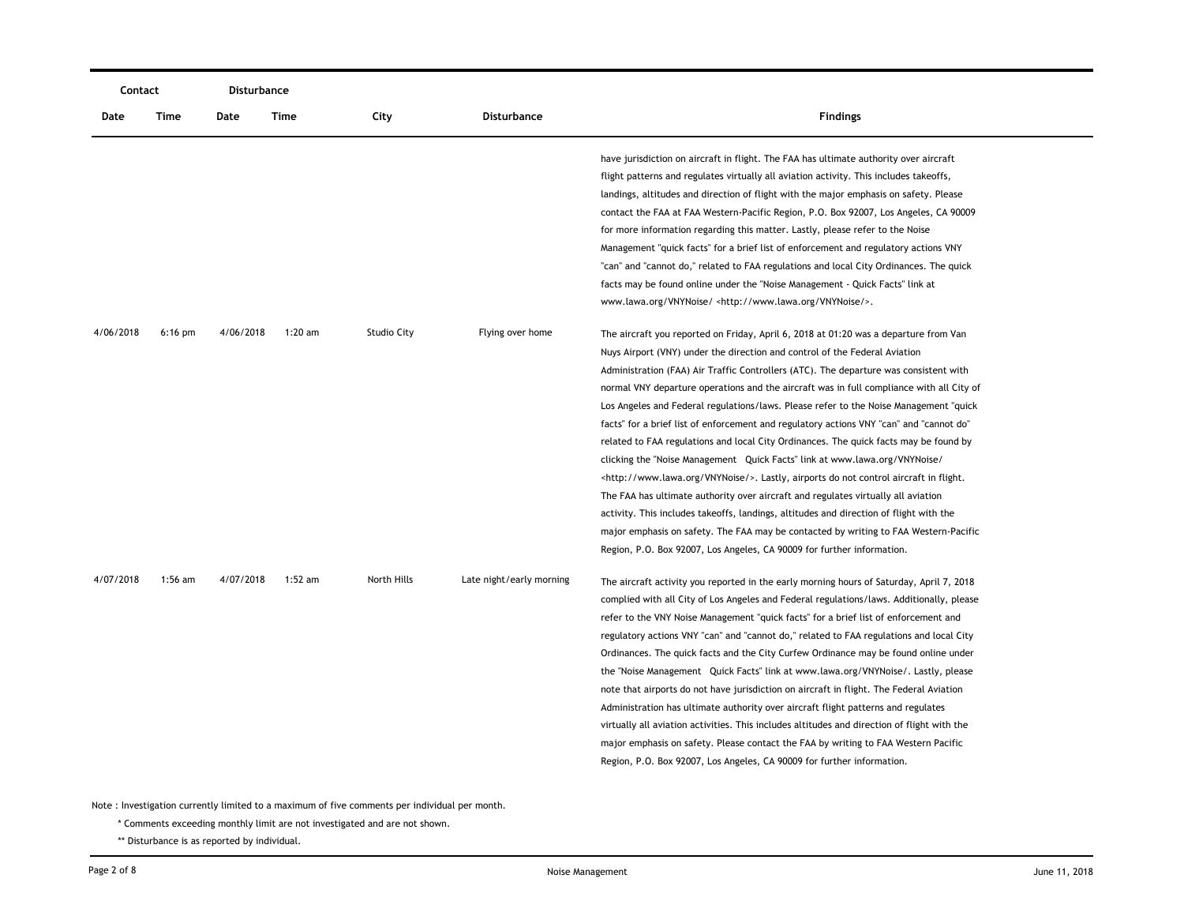| Contact | | Disturbance | | | | |
|---|---|---|---|---|---|---|
| Date | Time | Date | Time | City | Disturbance | Findings |
| | | | | | | have jurisdiction on aircraft in flight. The FAA has ultimate authority over aircraft flight patterns and regulates virtually all aviation activity. This includes takeoffs, landings, altitudes and direction of flight with the major emphasis on safety. Please contact the FAA at FAA Western-Pacific Region, P.O. Box 92007, Los Angeles, CA 90009 for more information regarding this matter. Lastly, please refer to the Noise Management "quick facts" for a brief list of enforcement and regulatory actions VNY "can" and "cannot do," related to FAA regulations and local City Ordinances. The quick facts may be found online under the "Noise Management - Quick Facts" link at www.lawa.org/VNYNoise/ <http://www.lawa.org/VNYNoise/>. |
| 4/06/2018 | 6:16 pm | 4/06/2018 | 1:20 am | Studio City | Flying over home | The aircraft you reported on Friday, April 6, 2018 at 01:20 was a departure from Van Nuys Airport (VNY) under the direction and control of the Federal Aviation Administration (FAA) Air Traffic Controllers (ATC). The departure was consistent with normal VNY departure operations and the aircraft was in full compliance with all City of Los Angeles and Federal regulations/laws. Please refer to the Noise Management "quick facts" for a brief list of enforcement and regulatory actions VNY "can" and "cannot do" related to FAA regulations and local City Ordinances. The quick facts may be found by clicking the "Noise Management Quick Facts" link at www.lawa.org/VNYNoise/ <http://www.lawa.org/VNYNoise/>. Lastly, airports do not control aircraft in flight. The FAA has ultimate authority over aircraft and regulates virtually all aviation activity. This includes takeoffs, landings, altitudes and direction of flight with the major emphasis on safety. The FAA may be contacted by writing to FAA Western-Pacific Region, P.O. Box 92007, Los Angeles, CA 90009 for further information. |
| 4/07/2018 | 1:56 am | 4/07/2018 | 1:52 am | North Hills | Late night/early morning | The aircraft activity you reported in the early morning hours of Saturday, April 7, 2018 complied with all City of Los Angeles and Federal regulations/laws. Additionally, please refer to the VNY Noise Management "quick facts" for a brief list of enforcement and regulatory actions VNY "can" and "cannot do," related to FAA regulations and local City Ordinances. The quick facts and the City Curfew Ordinance may be found online under the "Noise Management Quick Facts" link at www.lawa.org/VNYNoise/. Lastly, please note that airports do not have jurisdiction on aircraft in flight. The Federal Aviation Administration has ultimate authority over aircraft flight patterns and regulates virtually all aviation activities. This includes altitudes and direction of flight with the major emphasis on safety. Please contact the FAA by writing to FAA Western Pacific Region, P.O. Box 92007, Los Angeles, CA 90009 for further information. |

Note : Investigation currently limited to a maximum of five comments per individual per month.

\* Comments exceeding monthly limit are not investigated and are not shown.

\*\* Disturbance is as reported by individual.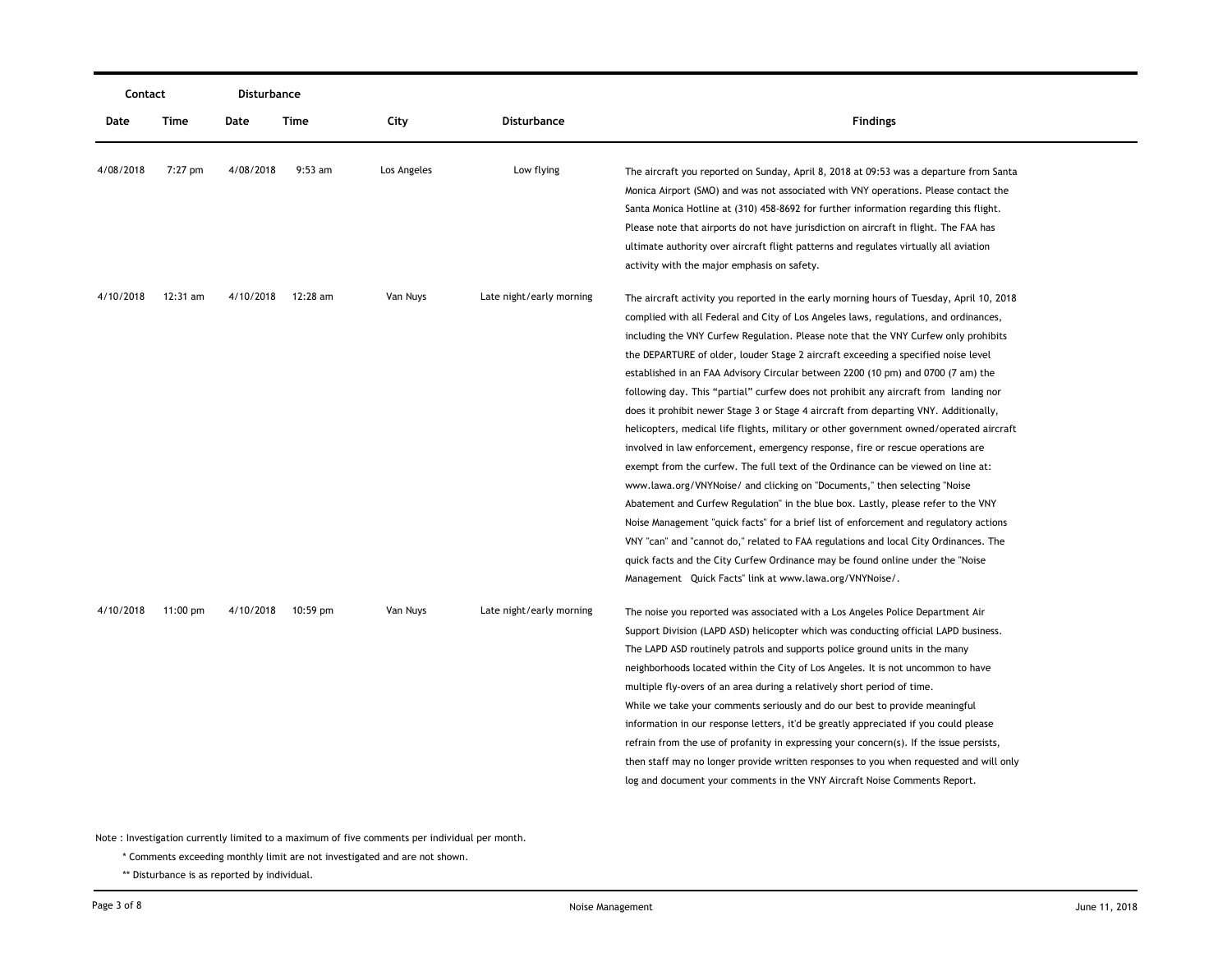| Contact | | Disturbance | | | | |
|---|---|---|---|---|---|---|
| Date | Time | Date | Time | City | Disturbance | Findings |
| 4/08/2018 | 7:27 pm | 4/08/2018 | 9:53 am | Los Angeles | Low flying | The aircraft you reported on Sunday, April 8, 2018 at 09:53 was a departure from Santa Monica Airport (SMO) and was not associated with VNY operations. Please contact the Santa Monica Hotline at (310) 458-8692 for further information regarding this flight. Please note that airports do not have jurisdiction on aircraft in flight. The FAA has ultimate authority over aircraft flight patterns and regulates virtually all aviation activity with the major emphasis on safety. |
| 4/10/2018 | 12:31 am | 4/10/2018 | 12:28 am | Van Nuys | Late night/early morning | The aircraft activity you reported in the early morning hours of Tuesday, April 10, 2018 complied with all Federal and City of Los Angeles laws, regulations, and ordinances, including the VNY Curfew Regulation. Please note that the VNY Curfew only prohibits the DEPARTURE of older, louder Stage 2 aircraft exceeding a specified noise level established in an FAA Advisory Circular between 2200 (10 pm) and 0700 (7 am) the following day. This "partial" curfew does not prohibit any aircraft from landing nor does it prohibit newer Stage 3 or Stage 4 aircraft from departing VNY. Additionally, helicopters, medical life flights, military or other government owned/operated aircraft involved in law enforcement, emergency response, fire or rescue operations are exempt from the curfew. The full text of the Ordinance can be viewed on line at: www.lawa.org/VNYNoise/ and clicking on "Documents," then selecting "Noise Abatement and Curfew Regulation" in the blue box. Lastly, please refer to the VNY Noise Management "quick facts" for a brief list of enforcement and regulatory actions VNY "can" and "cannot do," related to FAA regulations and local City Ordinances. The quick facts and the City Curfew Ordinance may be found online under the "Noise Management Quick Facts" link at www.lawa.org/VNYNoise/. |
| 4/10/2018 | 11:00 pm | 4/10/2018 | 10:59 pm | Van Nuys | Late night/early morning | The noise you reported was associated with a Los Angeles Police Department Air Support Division (LAPD ASD) helicopter which was conducting official LAPD business. The LAPD ASD routinely patrols and supports police ground units in the many neighborhoods located within the City of Los Angeles. It is not uncommon to have multiple fly-overs of an area during a relatively short period of time. While we take your comments seriously and do our best to provide meaningful information in our response letters, it'd be greatly appreciated if you could please refrain from the use of profanity in expressing your concern(s). If the issue persists, then staff may no longer provide written responses to you when requested and will only log and document your comments in the VNY Aircraft Noise Comments Report. |

Note : Investigation currently limited to a maximum of five comments per individual per month.

\* Comments exceeding monthly limit are not investigated and are not shown.

\** Disturbance is as reported by individual.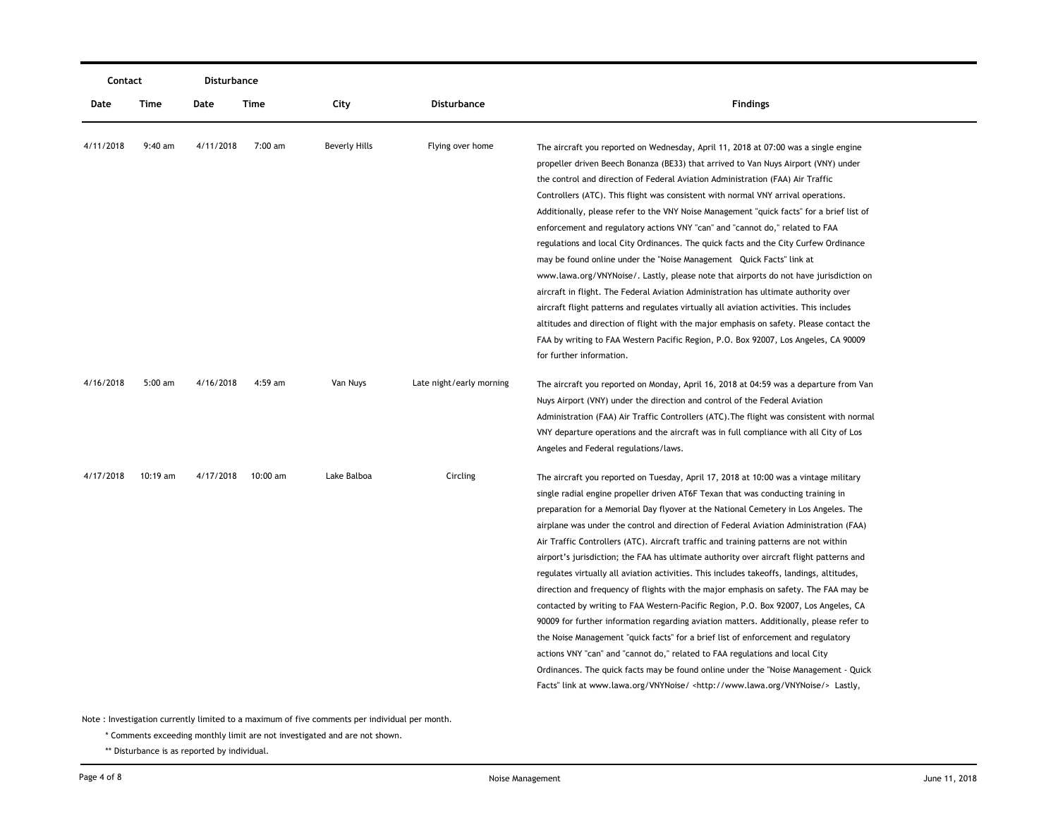| Contact | | Disturbance | | | | |
|---|---|---|---|---|---|---|
| Date | Time | Date | Time | City | Disturbance | Findings |
| 4/11/2018 | 9:40 am | 4/11/2018 | 7:00 am | Beverly Hills | Flying over home | The aircraft you reported on Wednesday, April 11, 2018 at 07:00 was a single engine propeller driven Beech Bonanza (BE33) that arrived to Van Nuys Airport (VNY) under the control and direction of Federal Aviation Administration (FAA) Air Traffic Controllers (ATC). This flight was consistent with normal VNY arrival operations. Additionally, please refer to the VNY Noise Management "quick facts" for a brief list of enforcement and regulatory actions VNY "can" and "cannot do," related to FAA regulations and local City Ordinances. The quick facts and the City Curfew Ordinance may be found online under the "Noise Management Quick Facts" link at www.lawa.org/VNYNoise/. Lastly, please note that airports do not have jurisdiction on aircraft in flight. The Federal Aviation Administration has ultimate authority over aircraft flight patterns and regulates virtually all aviation activities. This includes altitudes and direction of flight with the major emphasis on safety. Please contact the FAA by writing to FAA Western Pacific Region, P.O. Box 92007, Los Angeles, CA 90009 for further information. |
| 4/16/2018 | 5:00 am | 4/16/2018 | 4:59 am | Van Nuys | Late night/early morning | The aircraft you reported on Monday, April 16, 2018 at 04:59 was a departure from Van Nuys Airport (VNY) under the direction and control of the Federal Aviation Administration (FAA) Air Traffic Controllers (ATC).The flight was consistent with normal VNY departure operations and the aircraft was in full compliance with all City of Los Angeles and Federal regulations/laws. |
| 4/17/2018 | 10:19 am | 4/17/2018 | 10:00 am | Lake Balboa | Circling | The aircraft you reported on Tuesday, April 17, 2018 at 10:00 was a vintage military single radial engine propeller driven AT6F Texan that was conducting training in preparation for a Memorial Day flyover at the National Cemetery in Los Angeles. The airplane was under the control and direction of Federal Aviation Administration (FAA) Air Traffic Controllers (ATC). Aircraft traffic and training patterns are not within airport's jurisdiction; the FAA has ultimate authority over aircraft flight patterns and regulates virtually all aviation activities. This includes takeoffs, landings, altitudes, direction and frequency of flights with the major emphasis on safety. The FAA may be contacted by writing to FAA Western-Pacific Region, P.O. Box 92007, Los Angeles, CA 90009 for further information regarding aviation matters. Additionally, please refer to the Noise Management "quick facts" for a brief list of enforcement and regulatory actions VNY "can" and "cannot do," related to FAA regulations and local City Ordinances. The quick facts may be found online under the "Noise Management - Quick Facts" link at www.lawa.org/VNYNoise/ <http://www.lawa.org/VNYNoise/> Lastly, |

Note : Investigation currently limited to a maximum of five comments per individual per month.

\* Comments exceeding monthly limit are not investigated and are not shown.

\*\* Disturbance is as reported by individual.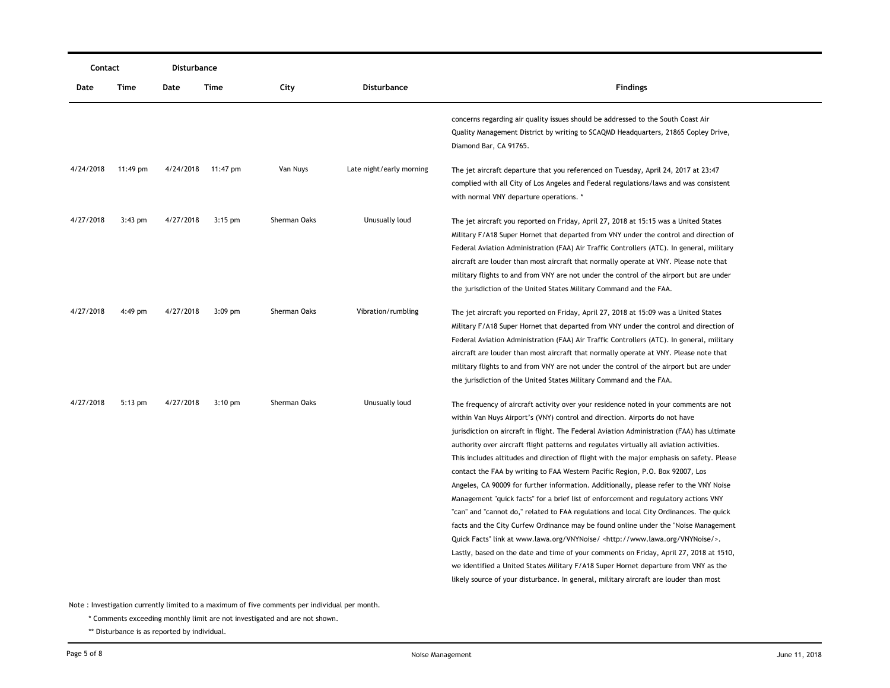| Contact | | Disturbance | | | | |
|---|---|---|---|---|---|---|
| Date | Time | Date | Time | City | Disturbance | Findings |
| | | | | | | concerns regarding air quality issues should be addressed to the South Coast Air Quality Management District by writing to SCAQMD Headquarters, 21865 Copley Drive, Diamond Bar, CA 91765. |
| 4/24/2018 | 11:49 pm | 4/24/2018 | 11:47 pm | Van Nuys | Late night/early morning | The jet aircraft departure that you referenced on Tuesday, April 24, 2017 at 23:47 complied with all City of Los Angeles and Federal regulations/laws and was consistent with normal VNY departure operations. * |
| 4/27/2018 | 3:43 pm | 4/27/2018 | 3:15 pm | Sherman Oaks | Unusually loud | The jet aircraft you reported on Friday, April 27, 2018 at 15:15 was a United States Military F/A18 Super Hornet that departed from VNY under the control and direction of Federal Aviation Administration (FAA) Air Traffic Controllers (ATC). In general, military aircraft are louder than most aircraft that normally operate at VNY. Please note that military flights to and from VNY are not under the control of the airport but are under the jurisdiction of the United States Military Command and the FAA. |
| 4/27/2018 | 4:49 pm | 4/27/2018 | 3:09 pm | Sherman Oaks | Vibration/rumbling | The jet aircraft you reported on Friday, April 27, 2018 at 15:09 was a United States Military F/A18 Super Hornet that departed from VNY under the control and direction of Federal Aviation Administration (FAA) Air Traffic Controllers (ATC). In general, military aircraft are louder than most aircraft that normally operate at VNY. Please note that military flights to and from VNY are not under the control of the airport but are under the jurisdiction of the United States Military Command and the FAA. |
| 4/27/2018 | 5:13 pm | 4/27/2018 | 3:10 pm | Sherman Oaks | Unusually loud | The frequency of aircraft activity over your residence noted in your comments are not within Van Nuys Airport's (VNY) control and direction. Airports do not have jurisdiction on aircraft in flight. The Federal Aviation Administration (FAA) has ultimate authority over aircraft flight patterns and regulates virtually all aviation activities. This includes altitudes and direction of flight with the major emphasis on safety. Please contact the FAA by writing to FAA Western Pacific Region, P.O. Box 92007, Los Angeles, CA 90009 for further information. Additionally, please refer to the VNY Noise Management "quick facts" for a brief list of enforcement and regulatory actions VNY "can" and "cannot do," related to FAA regulations and local City Ordinances. The quick facts and the City Curfew Ordinance may be found online under the "Noise Management Quick Facts" link at www.lawa.org/VNYNoise/ <http://www.lawa.org/VNYNoise/>. Lastly, based on the date and time of your comments on Friday, April 27, 2018 at 1510, we identified a United States Military F/A18 Super Hornet departure from VNY as the likely source of your disturbance. In general, military aircraft are louder than most |

Note : Investigation currently limited to a maximum of five comments per individual per month.

\* Comments exceeding monthly limit are not investigated and are not shown.

\*\* Disturbance is as reported by individual.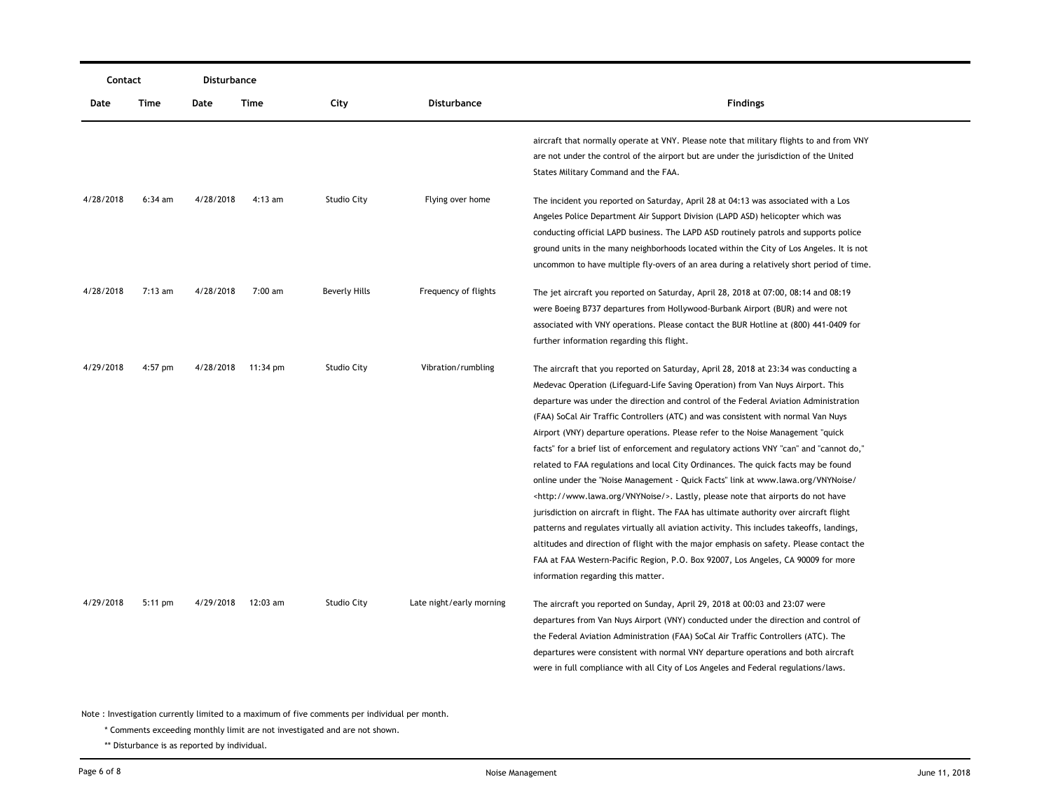| Contact | | Disturbance | | | | |
|---|---|---|---|---|---|---|
| Date | Time | Date | Time | City | Disturbance | Findings |
| | | | | | | aircraft that normally operate at VNY. Please note that military flights to and from VNY are not under the control of the airport but are under the jurisdiction of the United States Military Command and the FAA. |
| 4/28/2018 | 6:34 am | 4/28/2018 | 4:13 am | Studio City | Flying over home | The incident you reported on Saturday, April 28 at 04:13 was associated with a Los Angeles Police Department Air Support Division (LAPD ASD) helicopter which was conducting official LAPD business. The LAPD ASD routinely patrols and supports police ground units in the many neighborhoods located within the City of Los Angeles. It is not uncommon to have multiple fly-overs of an area during a relatively short period of time. |
| 4/28/2018 | 7:13 am | 4/28/2018 | 7:00 am | Beverly Hills | Frequency of flights | The jet aircraft you reported on Saturday, April 28, 2018 at 07:00, 08:14 and 08:19 were Boeing B737 departures from Hollywood-Burbank Airport (BUR) and were not associated with VNY operations. Please contact the BUR Hotline at (800) 441-0409 for further information regarding this flight. |
| 4/29/2018 | 4:57 pm | 4/28/2018 | 11:34 pm | Studio City | Vibration/rumbling | The aircraft that you reported on Saturday, April 28, 2018 at 23:34 was conducting a Medevac Operation (Lifeguard-Life Saving Operation) from Van Nuys Airport. This departure was under the direction and control of the Federal Aviation Administration (FAA) SoCal Air Traffic Controllers (ATC) and was consistent with normal Van Nuys Airport (VNY) departure operations. Please refer to the Noise Management "quick facts" for a brief list of enforcement and regulatory actions VNY "can" and "cannot do," related to FAA regulations and local City Ordinances. The quick facts may be found online under the "Noise Management - Quick Facts" link at www.lawa.org/VNYNoise/ <http://www.lawa.org/VNYNoise/>. Lastly, please note that airports do not have jurisdiction on aircraft in flight. The FAA has ultimate authority over aircraft flight patterns and regulates virtually all aviation activity. This includes takeoffs, landings, altitudes and direction of flight with the major emphasis on safety. Please contact the FAA at FAA Western-Pacific Region, P.O. Box 92007, Los Angeles, CA 90009 for more information regarding this matter. |
| 4/29/2018 | 5:11 pm | 4/29/2018 | 12:03 am | Studio City | Late night/early morning | The aircraft you reported on Sunday, April 29, 2018 at 00:03 and 23:07 were departures from Van Nuys Airport (VNY) conducted under the direction and control of the Federal Aviation Administration (FAA) SoCal Air Traffic Controllers (ATC). The departures were consistent with normal VNY departure operations and both aircraft were in full compliance with all City of Los Angeles and Federal regulations/laws. |

Note : Investigation currently limited to a maximum of five comments per individual per month.

\* Comments exceeding monthly limit are not investigated and are not shown.

\*\* Disturbance is as reported by individual.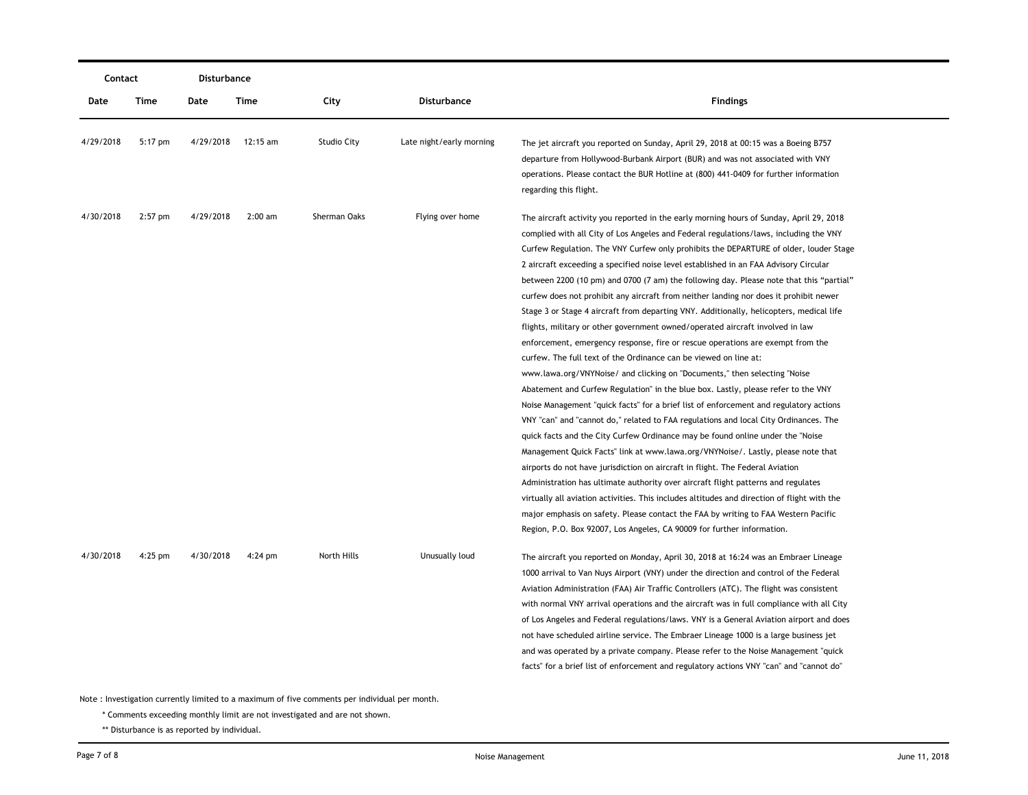| Contact | | Disturbance | | | | |
|---|---|---|---|---|---|---|
| Date | Time | Date | Time | City | Disturbance | Findings |
| 4/29/2018 | 5:17 pm | 4/29/2018 | 12:15 am | Studio City | Late night/early morning | The jet aircraft you reported on Sunday, April 29, 2018 at 00:15 was a Boeing B757 departure from Hollywood-Burbank Airport (BUR) and was not associated with VNY operations. Please contact the BUR Hotline at (800) 441-0409 for further information regarding this flight. |
| 4/30/2018 | 2:57 pm | 4/29/2018 | 2:00 am | Sherman Oaks | Flying over home | The aircraft activity you reported in the early morning hours of Sunday, April 29, 2018 complied with all City of Los Angeles and Federal regulations/laws, including the VNY Curfew Regulation. The VNY Curfew only prohibits the DEPARTURE of older, louder Stage 2 aircraft exceeding a specified noise level established in an FAA Advisory Circular between 2200 (10 pm) and 0700 (7 am) the following day. Please note that this "partial" curfew does not prohibit any aircraft from neither landing nor does it prohibit newer Stage 3 or Stage 4 aircraft from departing VNY. Additionally, helicopters, medical life flights, military or other government owned/operated aircraft involved in law enforcement, emergency response, fire or rescue operations are exempt from the curfew. The full text of the Ordinance can be viewed on line at: www.lawa.org/VNYNoise/ and clicking on "Documents," then selecting "Noise Abatement and Curfew Regulation" in the blue box. Lastly, please refer to the VNY Noise Management "quick facts" for a brief list of enforcement and regulatory actions VNY "can" and "cannot do," related to FAA regulations and local City Ordinances. The quick facts and the City Curfew Ordinance may be found online under the "Noise Management Quick Facts" link at www.lawa.org/VNYNoise/. Lastly, please note that airports do not have jurisdiction on aircraft in flight. The Federal Aviation Administration has ultimate authority over aircraft flight patterns and regulates virtually all aviation activities. This includes altitudes and direction of flight with the major emphasis on safety. Please contact the FAA by writing to FAA Western Pacific Region, P.O. Box 92007, Los Angeles, CA 90009 for further information. |
| 4/30/2018 | 4:25 pm | 4/30/2018 | 4:24 pm | North Hills | Unusually loud | The aircraft you reported on Monday, April 30, 2018 at 16:24 was an Embraer Lineage 1000 arrival to Van Nuys Airport (VNY) under the direction and control of the Federal Aviation Administration (FAA) Air Traffic Controllers (ATC). The flight was consistent with normal VNY arrival operations and the aircraft was in full compliance with all City of Los Angeles and Federal regulations/laws. VNY is a General Aviation airport and does not have scheduled airline service. The Embraer Lineage 1000 is a large business jet and was operated by a private company. Please refer to the Noise Management "quick facts" for a brief list of enforcement and regulatory actions VNY "can" and "cannot do" |

Note : Investigation currently limited to a maximum of five comments per individual per month.

\* Comments exceeding monthly limit are not investigated and are not shown.

\** Disturbance is as reported by individual.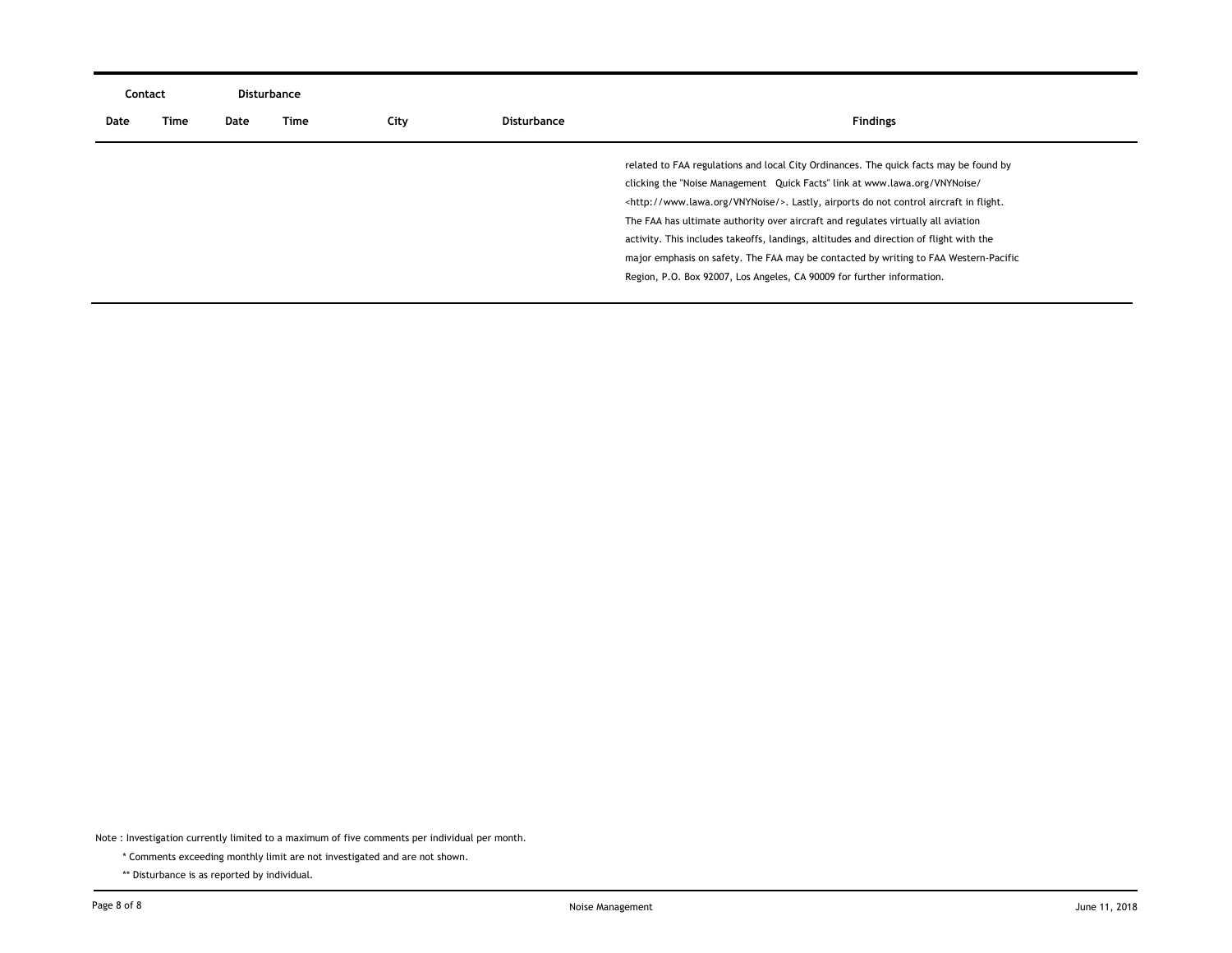| Contact | | Disturbance | | | | |
|---|---|---|---|---|---|---|
| Date | Time | Date | Time | City | Disturbance | Findings |
| | | | | | | related to FAA regulations and local City Ordinances. The quick facts may be found by clicking the "Noise Management Quick Facts" link at www.lawa.org/VNYNoise/ <http://www.lawa.org/VNYNoise/>. Lastly, airports do not control aircraft in flight. The FAA has ultimate authority over aircraft and regulates virtually all aviation activity. This includes takeoffs, landings, altitudes and direction of flight with the major emphasis on safety. The FAA may be contacted by writing to FAA Western-Pacific Region, P.O. Box 92007, Los Angeles, CA 90009 for further information. |

Note : Investigation currently limited to a maximum of five comments per individual per month.

\* Comments exceeding monthly limit are not investigated and are not shown.

\*\* Disturbance is as reported by individual.